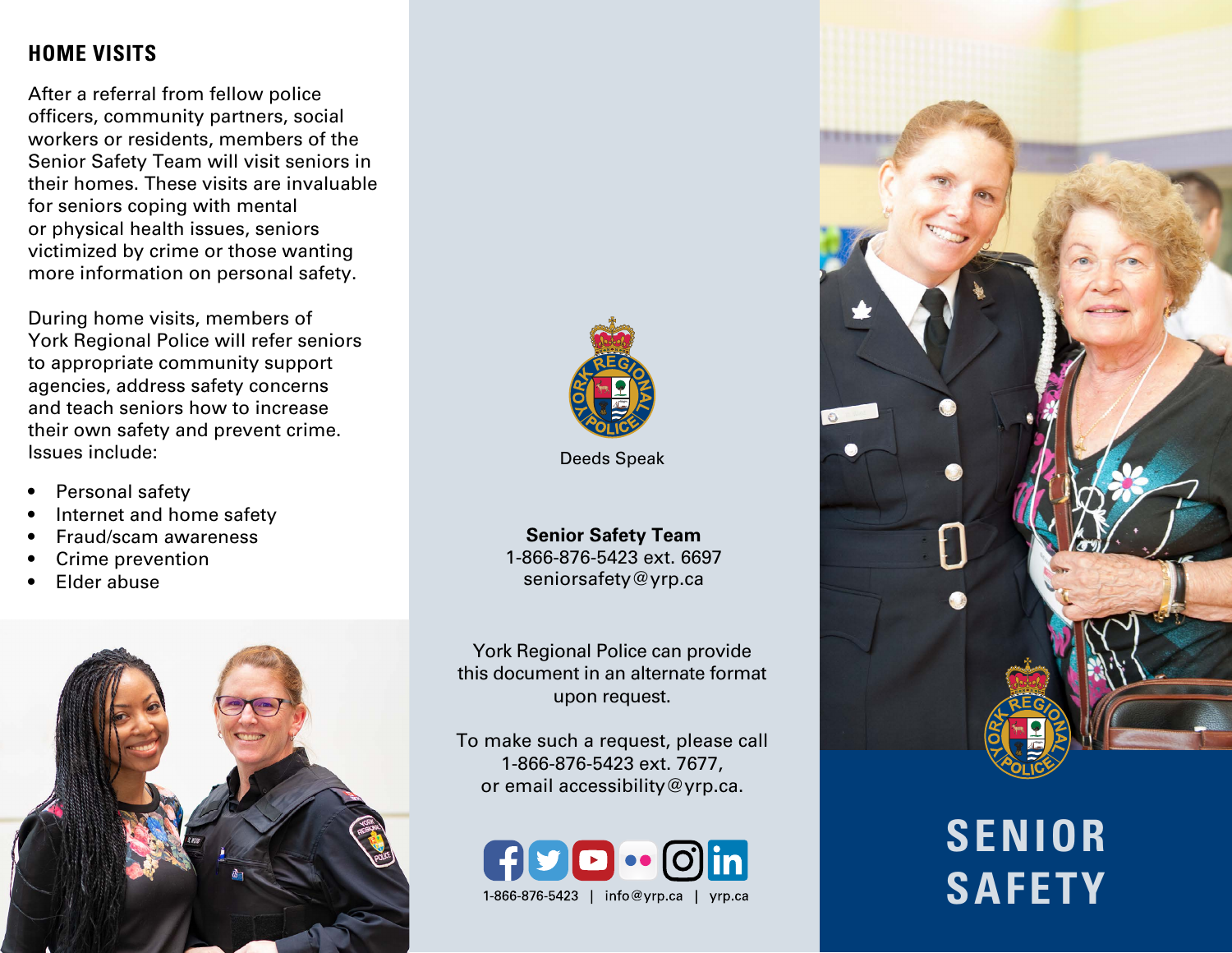## HOME VISITS

After a referral from fellow police officers, community partners, social workers or residents, members of the Senior Safety Team will visit seniors in their homes. These visits are invaluable for seniors coping with mental or physical health issues, seniors victimized by crime or those wanting more information on personal safety.

During home visits, members of York Regional Police will refer seniors to appropriate community support agencies, address safety concerns and teach seniors how to increase their own safety and prevent crime. Issues include:

- Personal safety
- Internet and home safety
- Fraud/scam awareness
- Crime prevention
- Elder abuse

Deeds Speak

**Senior Safety Team**
1-866-876-5423 ext. 6697
seniorsafety@yrp.ca

York Regional Police can provide this document in an alternate format upon request.

To make such a request, please call 1-866-876-5423 ext. 7677, or email accessibility@yrp.ca.

1-866-876-5423 | info@yrp.ca | yrp.ca

# SENIOR SAFETY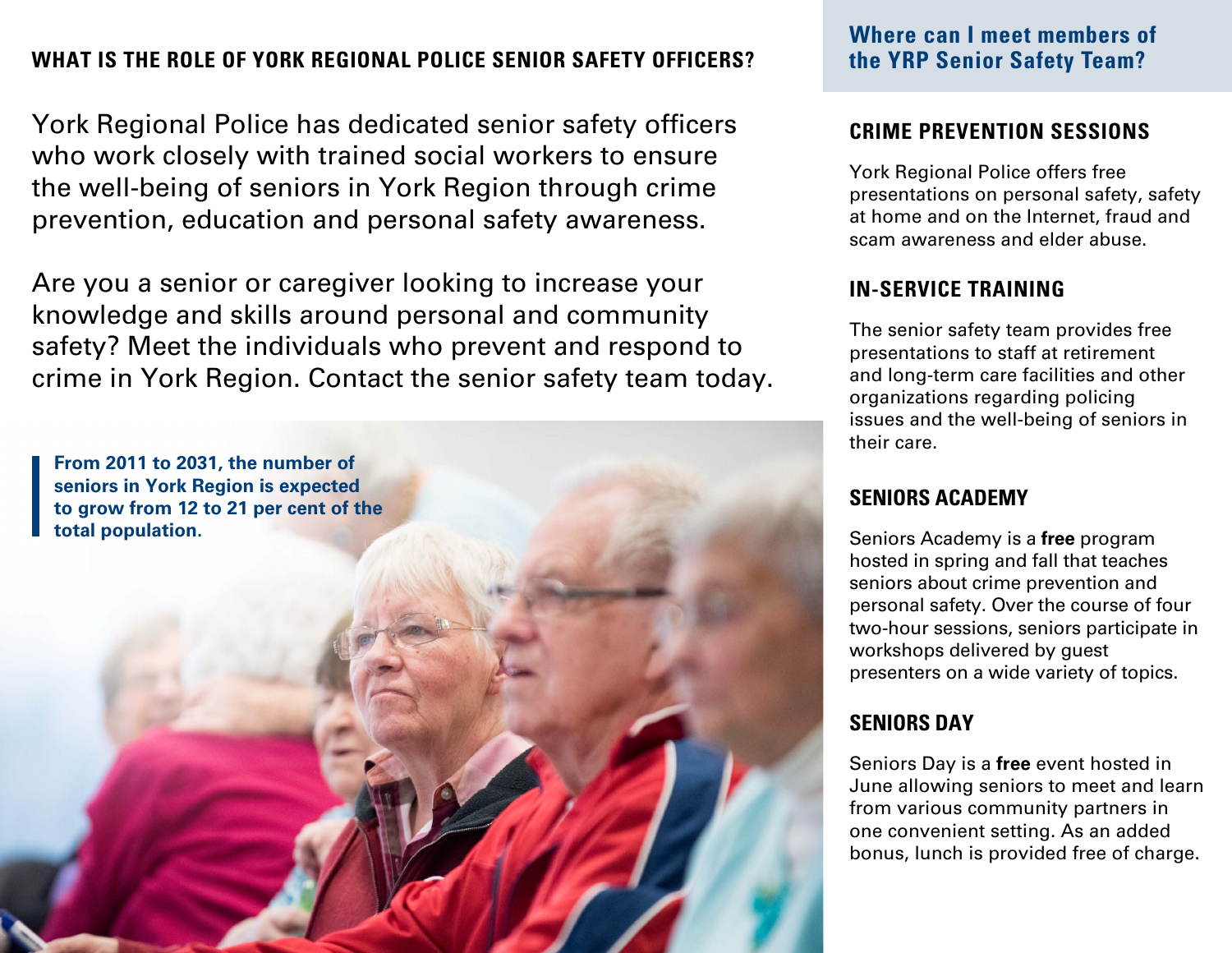## WHAT IS THE ROLE OF YORK REGIONAL POLICE SENIOR SAFETY OFFICERS?

York Regional Police has dedicated senior safety officers who work closely with trained social workers to ensure the well-being of seniors in York Region through crime prevention, education and personal safety awareness.

Are you a senior or caregiver looking to increase your knowledge and skills around personal and community safety? Meet the individuals who prevent and respond to crime in York Region. Contact the senior safety team today.

**From 2011 to 2031, the number of seniors in York Region is expected to grow from 12 to 21 per cent of the total population.**

## Where can I meet members of the YRP Senior Safety Team?

### CRIME PREVENTION SESSIONS

York Regional Police offers free presentations on personal safety, safety at home and on the Internet, fraud and scam awareness and elder abuse.

### IN-SERVICE TRAINING

The senior safety team provides free presentations to staff at retirement and long-term care facilities and other organizations regarding policing issues and the well-being of seniors in their care.

### SENIORS ACADEMY

Seniors Academy is a **free** program hosted in spring and fall that teaches seniors about crime prevention and personal safety. Over the course of four two-hour sessions, seniors participate in workshops delivered by guest presenters on a wide variety of topics.

### SENIORS DAY

Seniors Day is a **free** event hosted in June allowing seniors to meet and learn from various community partners in one convenient setting. As an added bonus, lunch is provided free of charge.